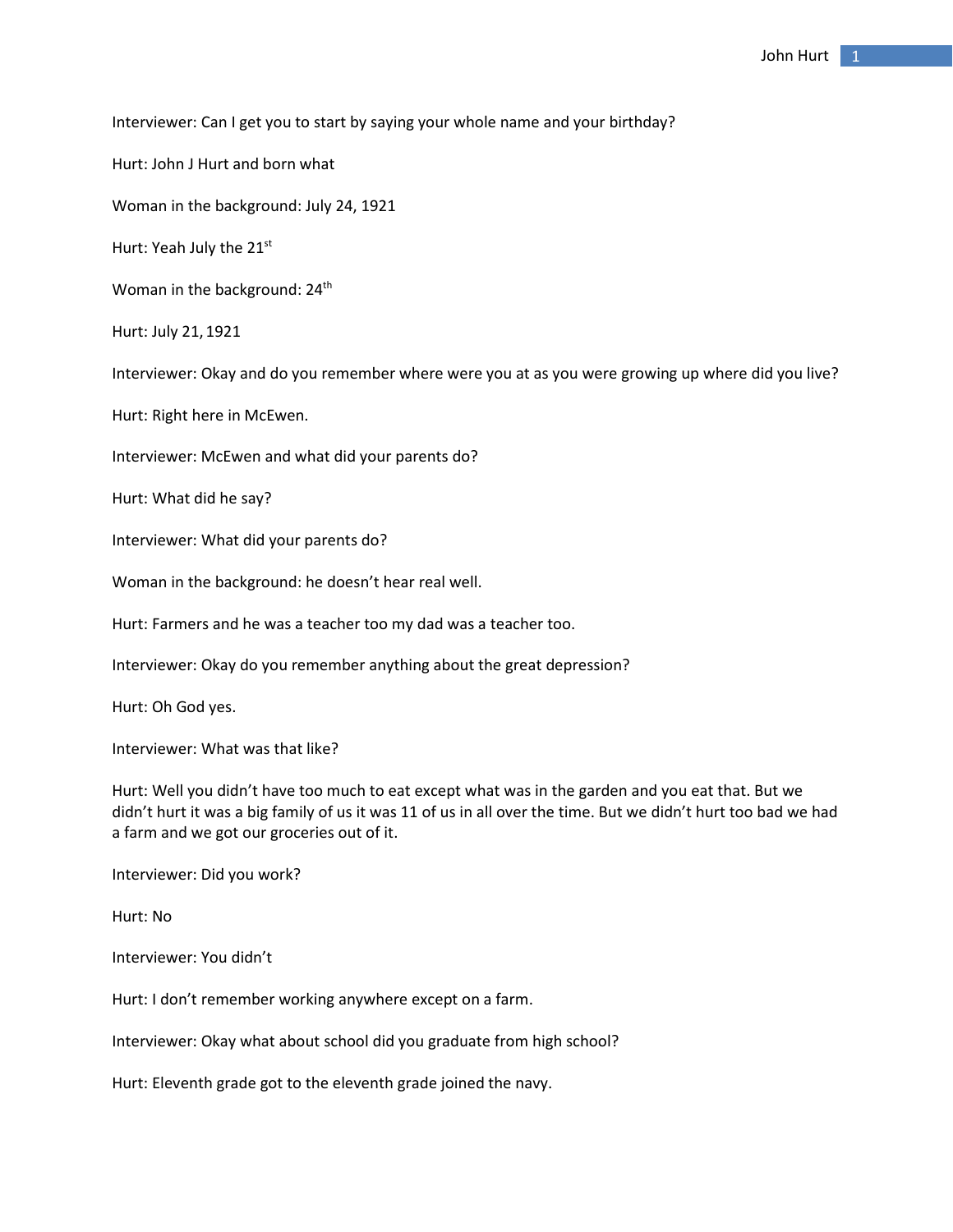Interviewer: Can I get you to start by saying your whole name and your birthday?

Hurt: John J Hurt and born what

Woman in the background: July 24, 1921

Hurt: Yeah July the 21st

Woman in the background: 24th

Hurt: July 21, 1921

Interviewer: Okay and do you remember where were you at as you were growing up where did you live?

Hurt: Right here in McEwen.

Interviewer: McEwen and what did your parents do?

Hurt: What did he say?

Interviewer: What did your parents do?

Woman in the background: he doesn't hear real well.

Hurt: Farmers and he was a teacher too my dad was a teacher too.

Interviewer: Okay do you remember anything about the great depression?

Hurt: Oh God yes.

Interviewer: What was that like?

Hurt: Well you didn't have too much to eat except what was in the garden and you eat that. But we didn't hurt it was a big family of us it was 11 of us in all over the time. But we didn't hurt too bad we had a farm and we got our groceries out of it.

Interviewer: Did you work?

Hurt: No

Interviewer: You didn't

Hurt: I don't remember working anywhere except on a farm.

Interviewer: Okay what about school did you graduate from high school?

Hurt: Eleventh grade got to the eleventh grade joined the navy.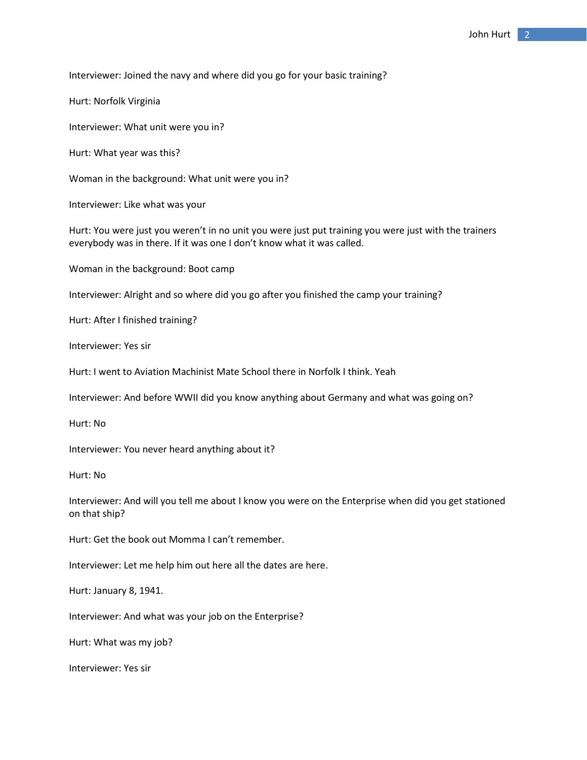Interviewer: Joined the navy and where did you go for your basic training?

Hurt: Norfolk Virginia

Interviewer: What unit were you in?

Hurt: What year was this?

Woman in the background: What unit were you in?

Interviewer: Like what was your

Hurt: You were just you weren't in no unit you were just put training you were just with the trainers everybody was in there. If it was one I don't know what it was called.

Woman in the background: Boot camp

Interviewer: Alright and so where did you go after you finished the camp your training?

Hurt: After I finished training?

Interviewer: Yes sir

Hurt: I went to Aviation Machinist Mate School there in Norfolk I think. Yeah

Interviewer: And before WWII did you know anything about Germany and what was going on?

Hurt: No

Interviewer: You never heard anything about it?

Hurt: No

Interviewer: And will you tell me about I know you were on the Enterprise when did you get stationed on that ship?

Hurt: Get the book out Momma I can't remember.

Interviewer: Let me help him out here all the dates are here.

Hurt: January 8, 1941.

Interviewer: And what was your job on the Enterprise?

Hurt: What was my job?

Interviewer: Yes sir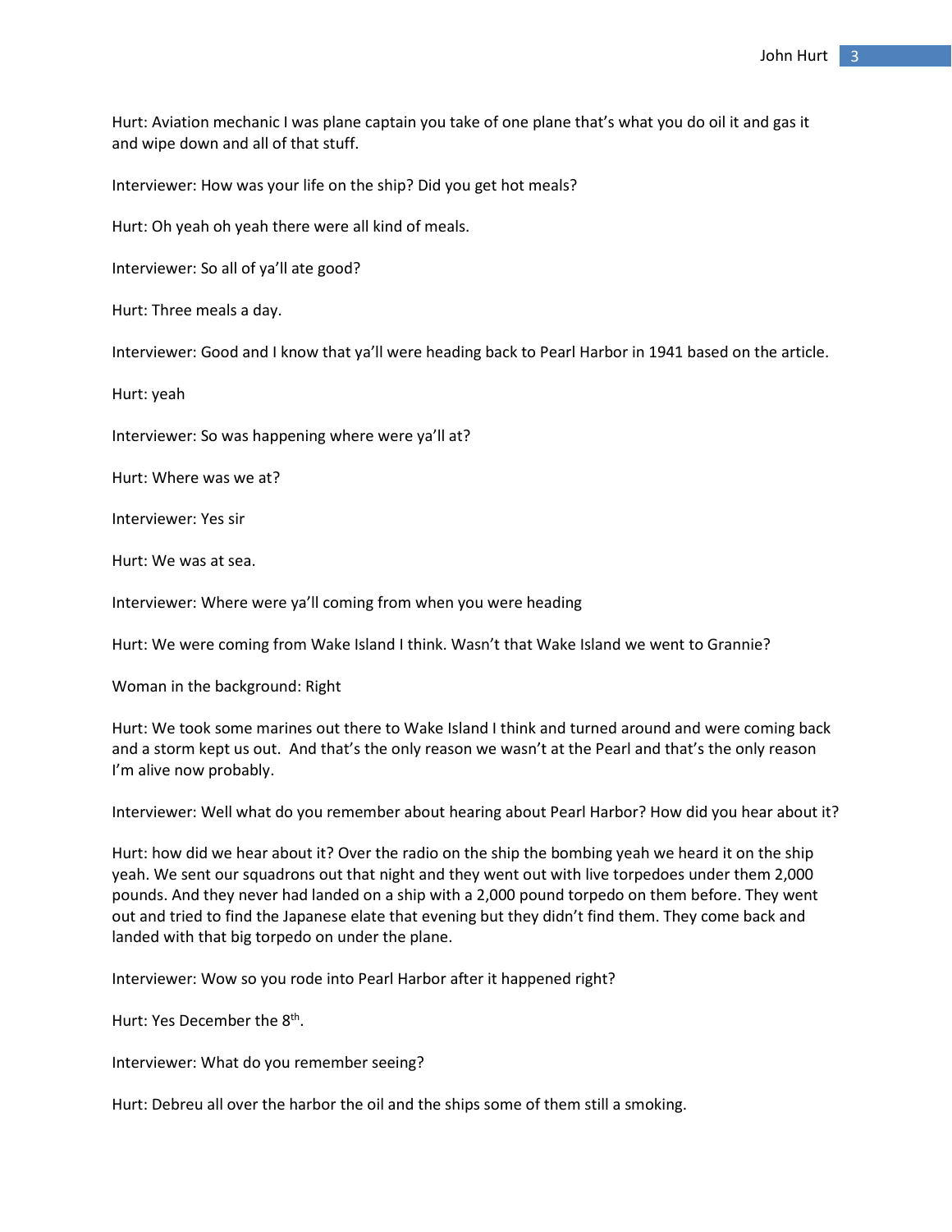Hurt: Aviation mechanic I was plane captain you take of one plane that's what you do oil it and gas it and wipe down and all of that stuff.

Interviewer: How was your life on the ship? Did you get hot meals?

Hurt: Oh yeah oh yeah there were all kind of meals.

Interviewer: So all of ya'll ate good?

Hurt: Three meals a day.

Interviewer: Good and I know that ya'll were heading back to Pearl Harbor in 1941 based on the article.

Hurt: yeah

Interviewer: So was happening where were ya'll at?

Hurt: Where was we at?

Interviewer: Yes sir

Hurt: We was at sea.

Interviewer: Where were ya'll coming from when you were heading

Hurt: We were coming from Wake Island I think. Wasn't that Wake Island we went to Grannie?

Woman in the background: Right

Hurt: We took some marines out there to Wake Island I think and turned around and were coming back and a storm kept us out. And that's the only reason we wasn't at the Pearl and that's the only reason I'm alive now probably.

Interviewer: Well what do you remember about hearing about Pearl Harbor? How did you hear about it?

Hurt: how did we hear about it? Over the radio on the ship the bombing yeah we heard it on the ship yeah. We sent our squadrons out that night and they went out with live torpedoes under them 2,000 pounds. And they never had landed on a ship with a 2,000 pound torpedo on them before. They went out and tried to find the Japanese elate that evening but they didn't find them. They come back and landed with that big torpedo on under the plane.

Interviewer: Wow so you rode into Pearl Harbor after it happened right?

Hurt: Yes December the 8th.

Interviewer: What do you remember seeing?

Hurt: Debreu all over the harbor the oil and the ships some of them still a smoking.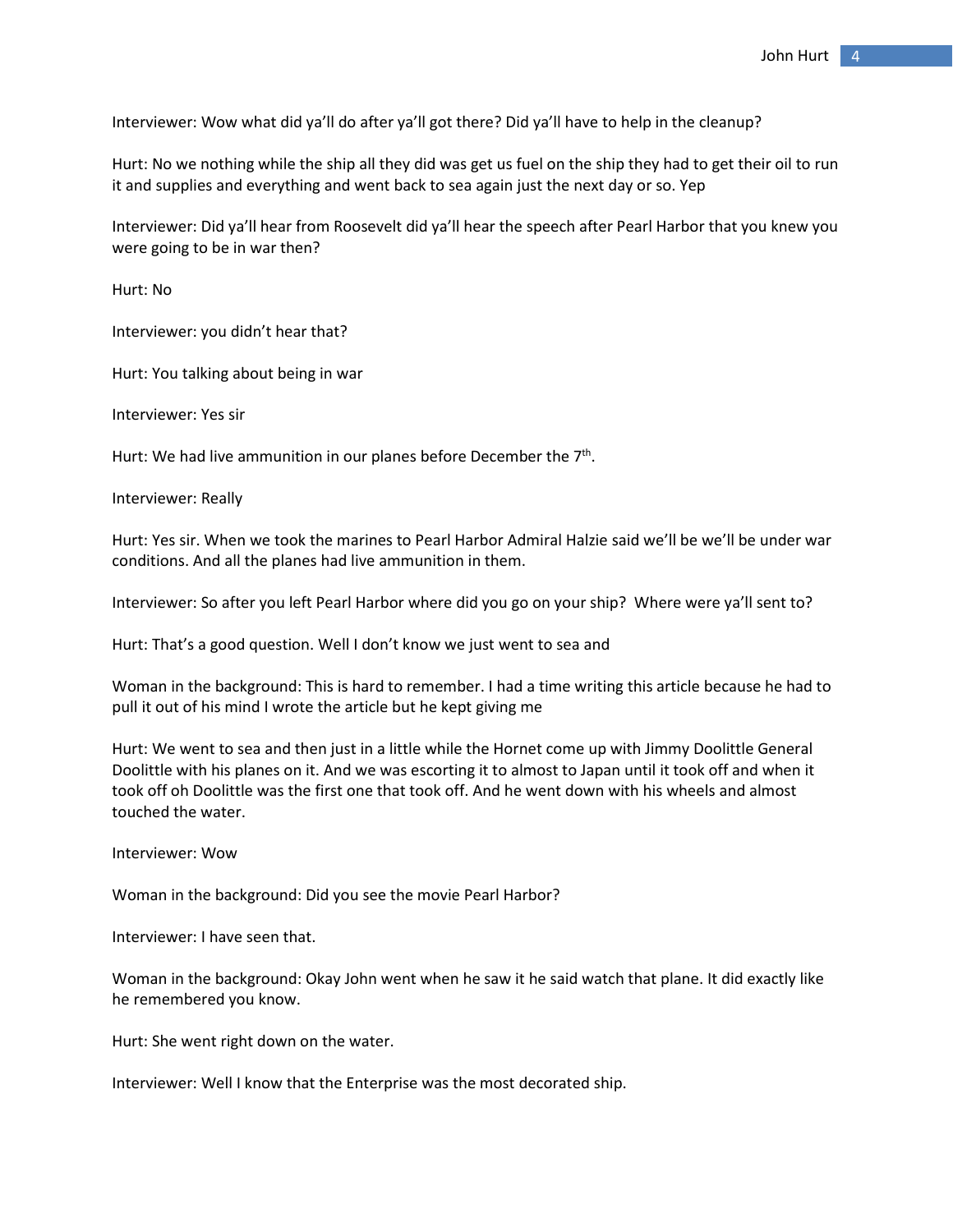Interviewer: Wow what did ya'll do after ya'll got there? Did ya'll have to help in the cleanup?

Hurt: No we nothing while the ship all they did was get us fuel on the ship they had to get their oil to run it and supplies and everything and went back to sea again just the next day or so. Yep

Interviewer: Did ya'll hear from Roosevelt did ya'll hear the speech after Pearl Harbor that you knew you were going to be in war then?

Hurt: No

Interviewer: you didn't hear that?

Hurt: You talking about being in war

Interviewer: Yes sir

Hurt: We had live ammunition in our planes before December the 7th.

Interviewer: Really

Hurt: Yes sir. When we took the marines to Pearl Harbor Admiral Halzie said we'll be we'll be under war conditions. And all the planes had live ammunition in them.

Interviewer: So after you left Pearl Harbor where did you go on your ship? Where were ya'll sent to?

Hurt: That's a good question. Well I don't know we just went to sea and

Woman in the background: This is hard to remember. I had a time writing this article because he had to pull it out of his mind I wrote the article but he kept giving me

Hurt: We went to sea and then just in a little while the Hornet come up with Jimmy Doolittle General Doolittle with his planes on it. And we was escorting it to almost to Japan until it took off and when it took off oh Doolittle was the first one that took off. And he went down with his wheels and almost touched the water.

Interviewer: Wow

Woman in the background: Did you see the movie Pearl Harbor?

Interviewer: I have seen that.

Woman in the background: Okay John went when he saw it he said watch that plane. It did exactly like he remembered you know.

Hurt: She went right down on the water.

Interviewer: Well I know that the Enterprise was the most decorated ship.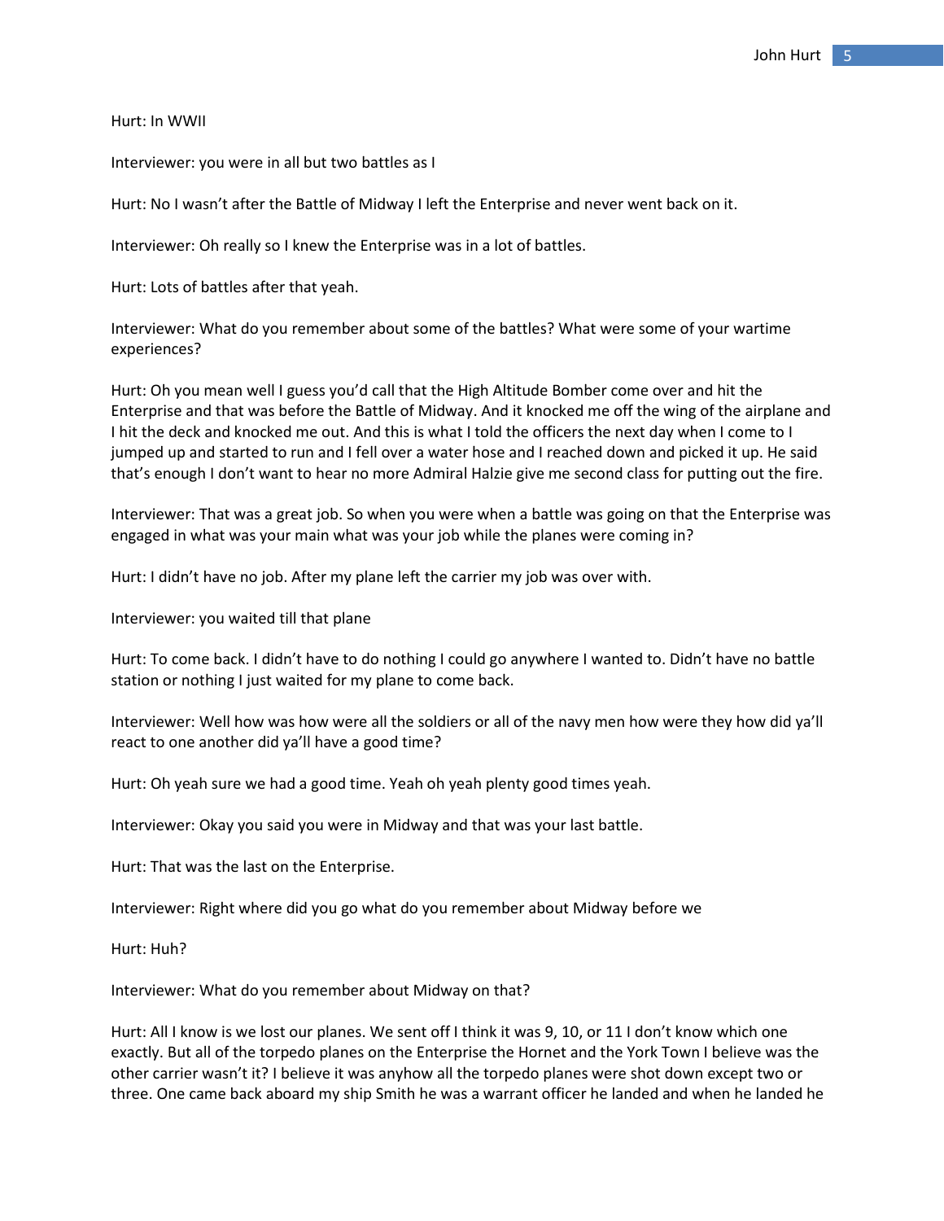Hurt: In WWII

Interviewer: you were in all but two battles as I

Hurt: No I wasn't after the Battle of Midway I left the Enterprise and never went back on it.

Interviewer: Oh really so I knew the Enterprise was in a lot of battles.

Hurt: Lots of battles after that yeah.

Interviewer: What do you remember about some of the battles? What were some of your wartime experiences?

Hurt: Oh you mean well I guess you'd call that the High Altitude Bomber come over and hit the Enterprise and that was before the Battle of Midway. And it knocked me off the wing of the airplane and I hit the deck and knocked me out. And this is what I told the officers the next day when I come to I jumped up and started to run and I fell over a water hose and I reached down and picked it up. He said that's enough I don't want to hear no more Admiral Halzie give me second class for putting out the fire.

Interviewer: That was a great job. So when you were when a battle was going on that the Enterprise was engaged in what was your main what was your job while the planes were coming in?

Hurt: I didn't have no job. After my plane left the carrier my job was over with.

Interviewer: you waited till that plane

Hurt: To come back. I didn't have to do nothing I could go anywhere I wanted to. Didn't have no battle station or nothing I just waited for my plane to come back.

Interviewer: Well how was how were all the soldiers or all of the navy men how were they how did ya'll react to one another did ya'll have a good time?

Hurt: Oh yeah sure we had a good time. Yeah oh yeah plenty good times yeah.

Interviewer: Okay you said you were in Midway and that was your last battle.

Hurt: That was the last on the Enterprise.

Interviewer: Right where did you go what do you remember about Midway before we

Hurt: Huh?

Interviewer: What do you remember about Midway on that?

Hurt: All I know is we lost our planes. We sent off I think it was 9, 10, or 11 I don't know which one exactly. But all of the torpedo planes on the Enterprise the Hornet and the York Town I believe was the other carrier wasn't it? I believe it was anyhow all the torpedo planes were shot down except two or three. One came back aboard my ship Smith he was a warrant officer he landed and when he landed he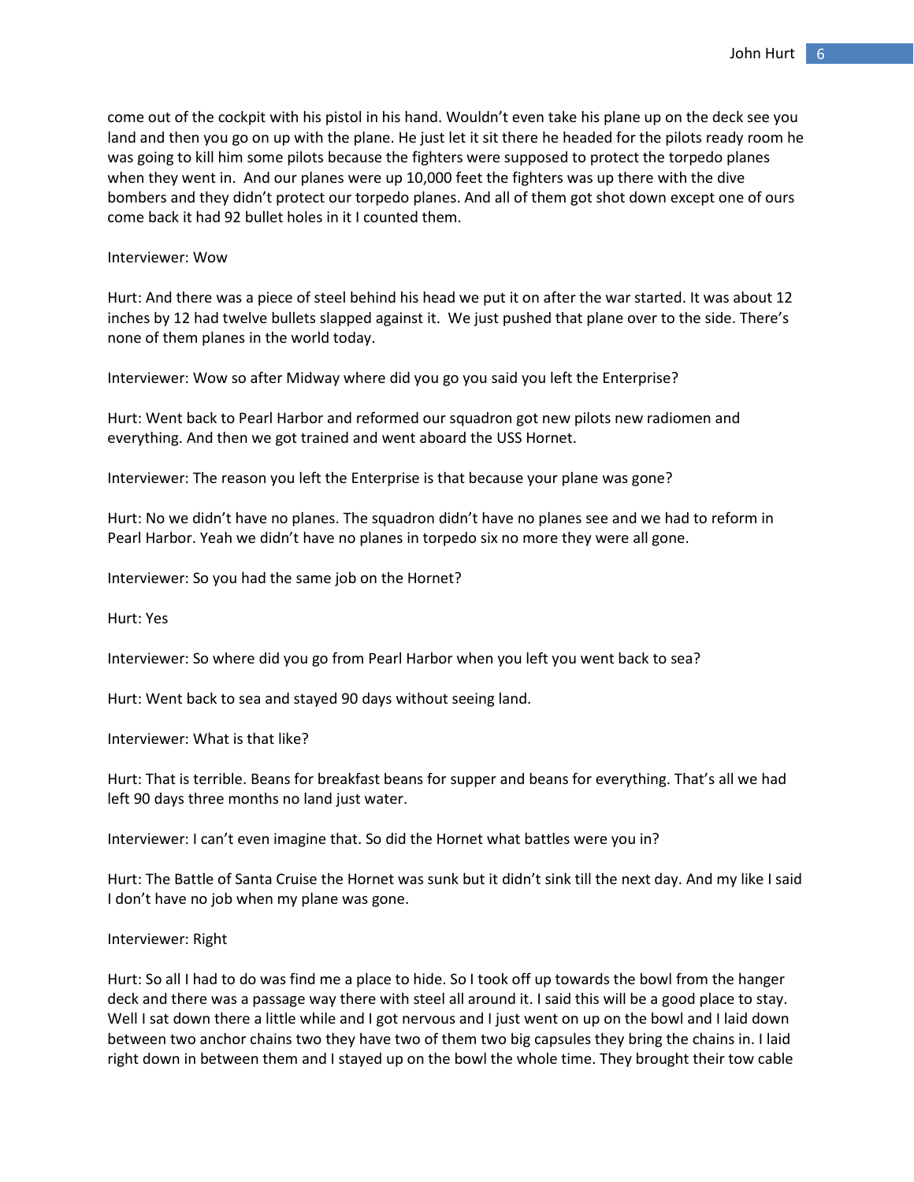come out of the cockpit with his pistol in his hand. Wouldn't even take his plane up on the deck see you land and then you go on up with the plane. He just let it sit there he headed for the pilots ready room he was going to kill him some pilots because the fighters were supposed to protect the torpedo planes when they went in. And our planes were up 10,000 feet the fighters was up there with the dive bombers and they didn't protect our torpedo planes. And all of them got shot down except one of ours come back it had 92 bullet holes in it I counted them.

Interviewer: Wow

Hurt: And there was a piece of steel behind his head we put it on after the war started. It was about 12 inches by 12 had twelve bullets slapped against it. We just pushed that plane over to the side. There's none of them planes in the world today.

Interviewer: Wow so after Midway where did you go you said you left the Enterprise?

Hurt: Went back to Pearl Harbor and reformed our squadron got new pilots new radiomen and everything. And then we got trained and went aboard the USS Hornet.

Interviewer: The reason you left the Enterprise is that because your plane was gone?

Hurt: No we didn't have no planes. The squadron didn't have no planes see and we had to reform in Pearl Harbor. Yeah we didn't have no planes in torpedo six no more they were all gone.

Interviewer: So you had the same job on the Hornet?

Hurt: Yes

Interviewer: So where did you go from Pearl Harbor when you left you went back to sea?

Hurt: Went back to sea and stayed 90 days without seeing land.

Interviewer: What is that like?

Hurt: That is terrible. Beans for breakfast beans for supper and beans for everything. That's all we had left 90 days three months no land just water.

Interviewer: I can't even imagine that. So did the Hornet what battles were you in?

Hurt: The Battle of Santa Cruise the Hornet was sunk but it didn't sink till the next day. And my like I said I don't have no job when my plane was gone.

Interviewer: Right

Hurt: So all I had to do was find me a place to hide. So I took off up towards the bowl from the hanger deck and there was a passage way there with steel all around it. I said this will be a good place to stay. Well I sat down there a little while and I got nervous and I just went on up on the bowl and I laid down between two anchor chains two they have two of them two big capsules they bring the chains in. I laid right down in between them and I stayed up on the bowl the whole time. They brought their tow cable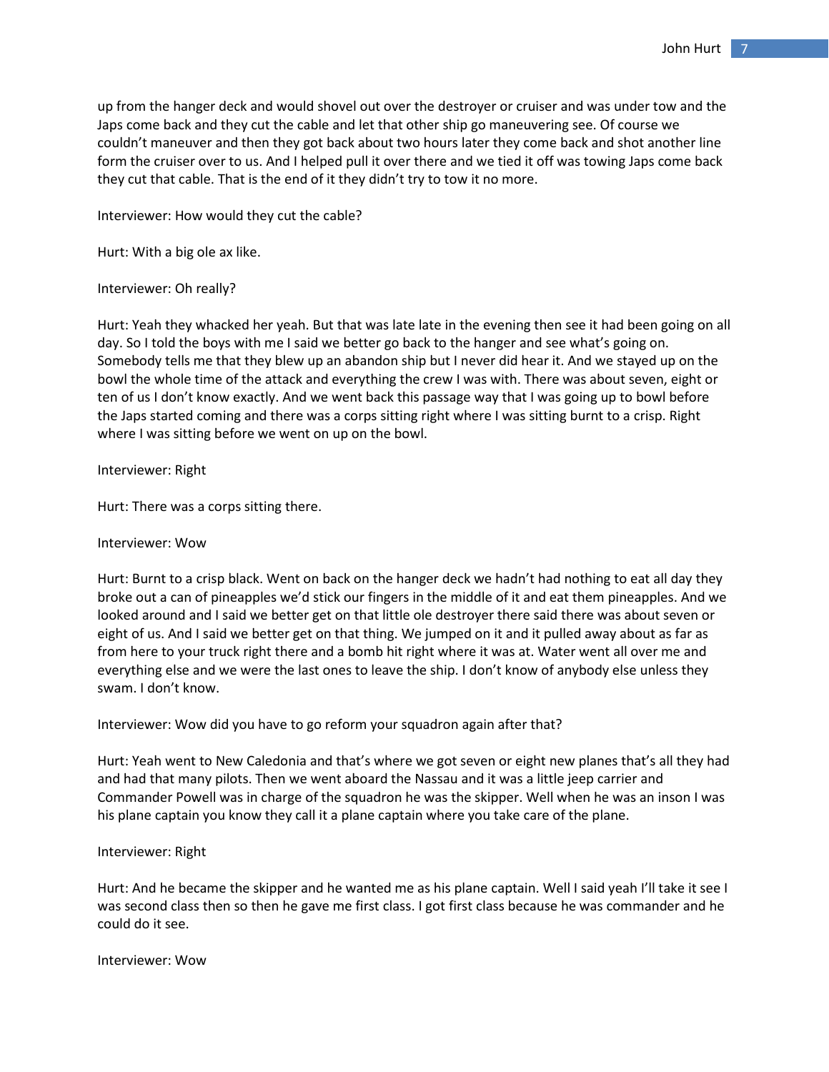up from the hanger deck and would shovel out over the destroyer or cruiser and was under tow and the Japs come back and they cut the cable and let that other ship go maneuvering see. Of course we couldn't maneuver and then they got back about two hours later they come back and shot another line form the cruiser over to us. And I helped pull it over there and we tied it off was towing Japs come back they cut that cable. That is the end of it they didn't try to tow it no more.

Interviewer: How would they cut the cable?

Hurt: With a big ole ax like.

Interviewer: Oh really?

Hurt: Yeah they whacked her yeah. But that was late late in the evening then see it had been going on all day. So I told the boys with me I said we better go back to the hanger and see what's going on. Somebody tells me that they blew up an abandon ship but I never did hear it. And we stayed up on the bowl the whole time of the attack and everything the crew I was with. There was about seven, eight or ten of us I don't know exactly. And we went back this passage way that I was going up to bowl before the Japs started coming and there was a corps sitting right where I was sitting burnt to a crisp. Right where I was sitting before we went on up on the bowl.

Interviewer: Right

Hurt: There was a corps sitting there.

Interviewer: Wow

Hurt: Burnt to a crisp black. Went on back on the hanger deck we hadn't had nothing to eat all day they broke out a can of pineapples we'd stick our fingers in the middle of it and eat them pineapples. And we looked around and I said we better get on that little ole destroyer there said there was about seven or eight of us. And I said we better get on that thing. We jumped on it and it pulled away about as far as from here to your truck right there and a bomb hit right where it was at. Water went all over me and everything else and we were the last ones to leave the ship. I don't know of anybody else unless they swam. I don't know.

Interviewer: Wow did you have to go reform your squadron again after that?

Hurt: Yeah went to New Caledonia and that's where we got seven or eight new planes that's all they had and had that many pilots. Then we went aboard the Nassau and it was a little jeep carrier and Commander Powell was in charge of the squadron he was the skipper. Well when he was an inson I was his plane captain you know they call it a plane captain where you take care of the plane.

Interviewer: Right

Hurt: And he became the skipper and he wanted me as his plane captain. Well I said yeah I'll take it see I was second class then so then he gave me first class. I got first class because he was commander and he could do it see.

Interviewer: Wow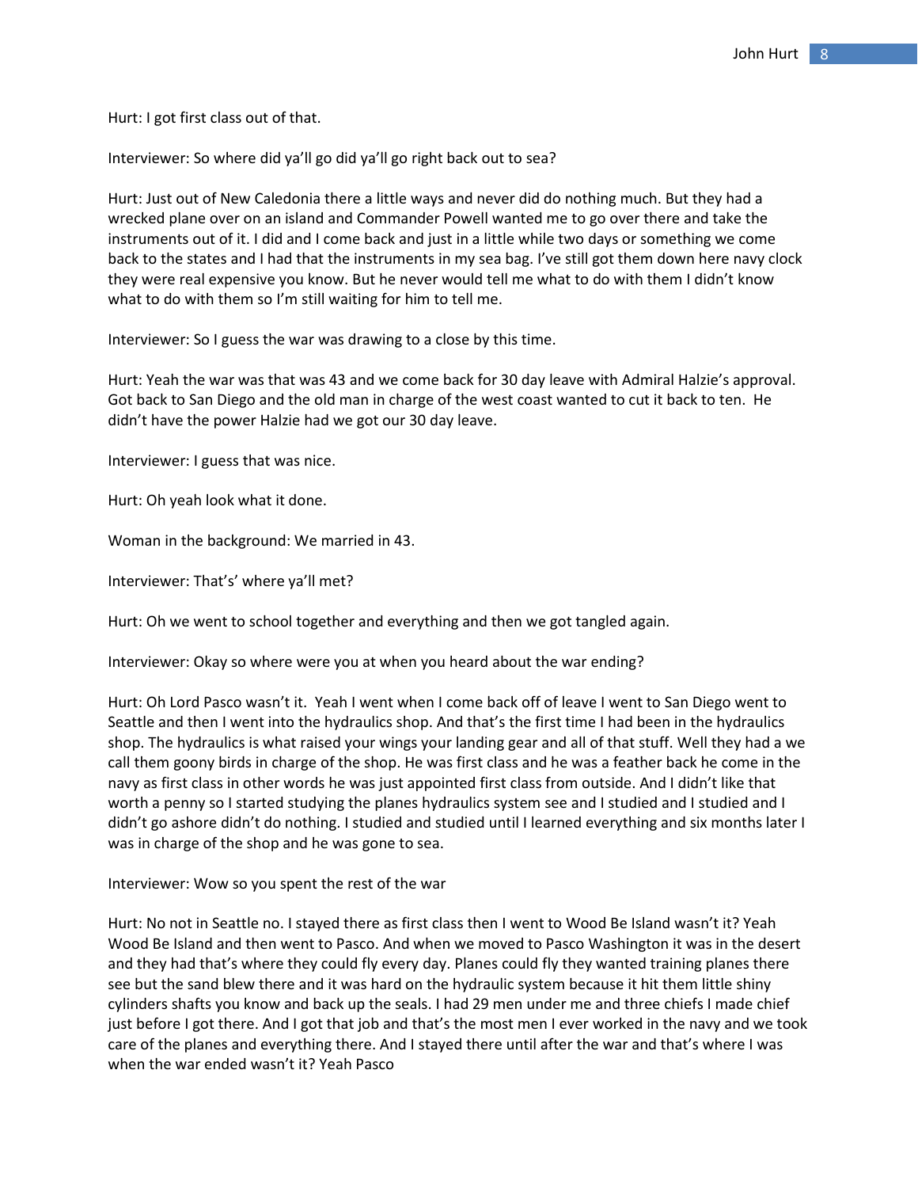Hurt: I got first class out of that.

Interviewer: So where did ya'll go did ya'll go right back out to sea?

Hurt: Just out of New Caledonia there a little ways and never did do nothing much. But they had a wrecked plane over on an island and Commander Powell wanted me to go over there and take the instruments out of it. I did and I come back and just in a little while two days or something we come back to the states and I had that the instruments in my sea bag. I've still got them down here navy clock they were real expensive you know. But he never would tell me what to do with them I didn't know what to do with them so I'm still waiting for him to tell me.

Interviewer: So I guess the war was drawing to a close by this time.

Hurt: Yeah the war was that was 43 and we come back for 30 day leave with Admiral Halzie's approval. Got back to San Diego and the old man in charge of the west coast wanted to cut it back to ten. He didn't have the power Halzie had we got our 30 day leave.

Interviewer: I guess that was nice.

Hurt: Oh yeah look what it done.

Woman in the background: We married in 43.

Interviewer: That's' where ya'll met?

Hurt: Oh we went to school together and everything and then we got tangled again.

Interviewer: Okay so where were you at when you heard about the war ending?

Hurt: Oh Lord Pasco wasn't it. Yeah I went when I come back off of leave I went to San Diego went to Seattle and then I went into the hydraulics shop. And that's the first time I had been in the hydraulics shop. The hydraulics is what raised your wings your landing gear and all of that stuff. Well they had a we call them goony birds in charge of the shop. He was first class and he was a feather back he come in the navy as first class in other words he was just appointed first class from outside. And I didn't like that worth a penny so I started studying the planes hydraulics system see and I studied and I studied and I didn't go ashore didn't do nothing. I studied and studied until I learned everything and six months later I was in charge of the shop and he was gone to sea.

Interviewer: Wow so you spent the rest of the war

Hurt: No not in Seattle no. I stayed there as first class then I went to Wood Be Island wasn't it? Yeah Wood Be Island and then went to Pasco. And when we moved to Pasco Washington it was in the desert and they had that's where they could fly every day. Planes could fly they wanted training planes there see but the sand blew there and it was hard on the hydraulic system because it hit them little shiny cylinders shafts you know and back up the seals. I had 29 men under me and three chiefs I made chief just before I got there. And I got that job and that's the most men I ever worked in the navy and we took care of the planes and everything there. And I stayed there until after the war and that's where I was when the war ended wasn't it? Yeah Pasco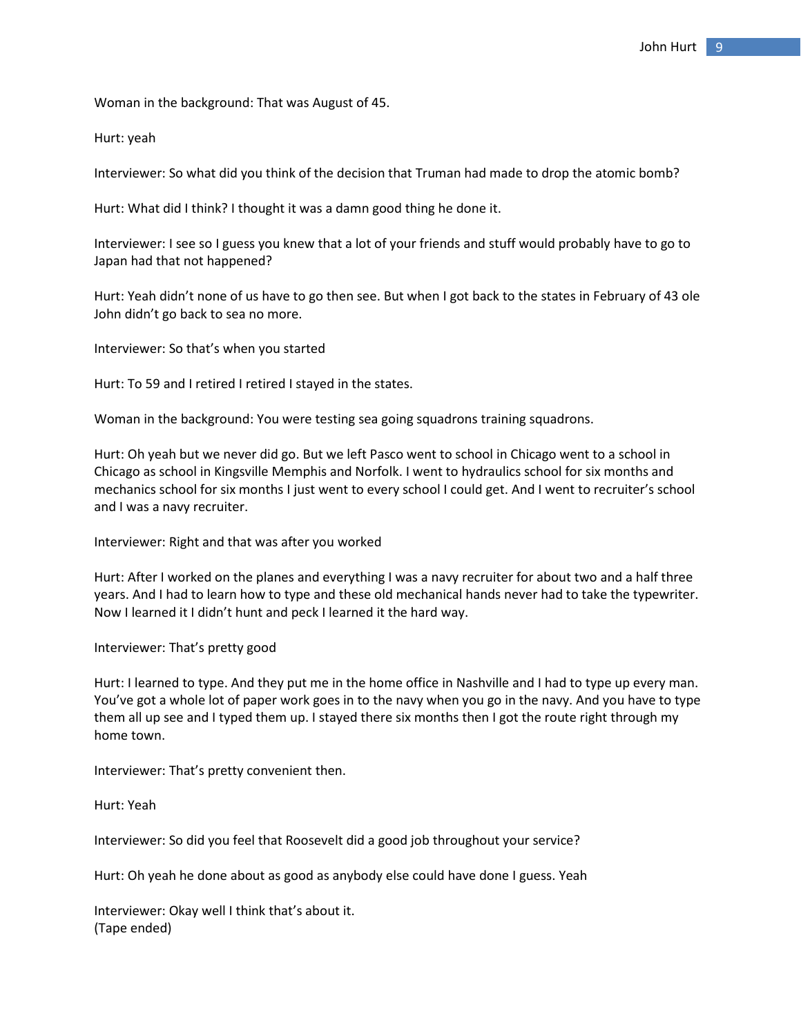Woman in the background: That was August of 45.

Hurt: yeah

Interviewer: So what did you think of the decision that Truman had made to drop the atomic bomb?

Hurt: What did I think? I thought it was a damn good thing he done it.

Interviewer: I see so I guess you knew that a lot of your friends and stuff would probably have to go to Japan had that not happened?

Hurt: Yeah didn't none of us have to go then see. But when I got back to the states in February of 43 ole John didn't go back to sea no more.

Interviewer: So that's when you started

Hurt: To 59 and I retired I retired I stayed in the states.

Woman in the background: You were testing sea going squadrons training squadrons.

Hurt: Oh yeah but we never did go. But we left Pasco went to school in Chicago went to a school in Chicago as school in Kingsville Memphis and Norfolk. I went to hydraulics school for six months and mechanics school for six months I just went to every school I could get. And I went to recruiter's school and I was a navy recruiter.

Interviewer: Right and that was after you worked

Hurt: After I worked on the planes and everything I was a navy recruiter for about two and a half three years. And I had to learn how to type and these old mechanical hands never had to take the typewriter. Now I learned it I didn't hunt and peck I learned it the hard way.

Interviewer: That's pretty good

Hurt: I learned to type. And they put me in the home office in Nashville and I had to type up every man. You've got a whole lot of paper work goes in to the navy when you go in the navy. And you have to type them all up see and I typed them up. I stayed there six months then I got the route right through my home town.

Interviewer: That's pretty convenient then.

Hurt: Yeah

Interviewer: So did you feel that Roosevelt did a good job throughout your service?

Hurt: Oh yeah he done about as good as anybody else could have done I guess. Yeah

Interviewer: Okay well I think that's about it.
(Tape ended)